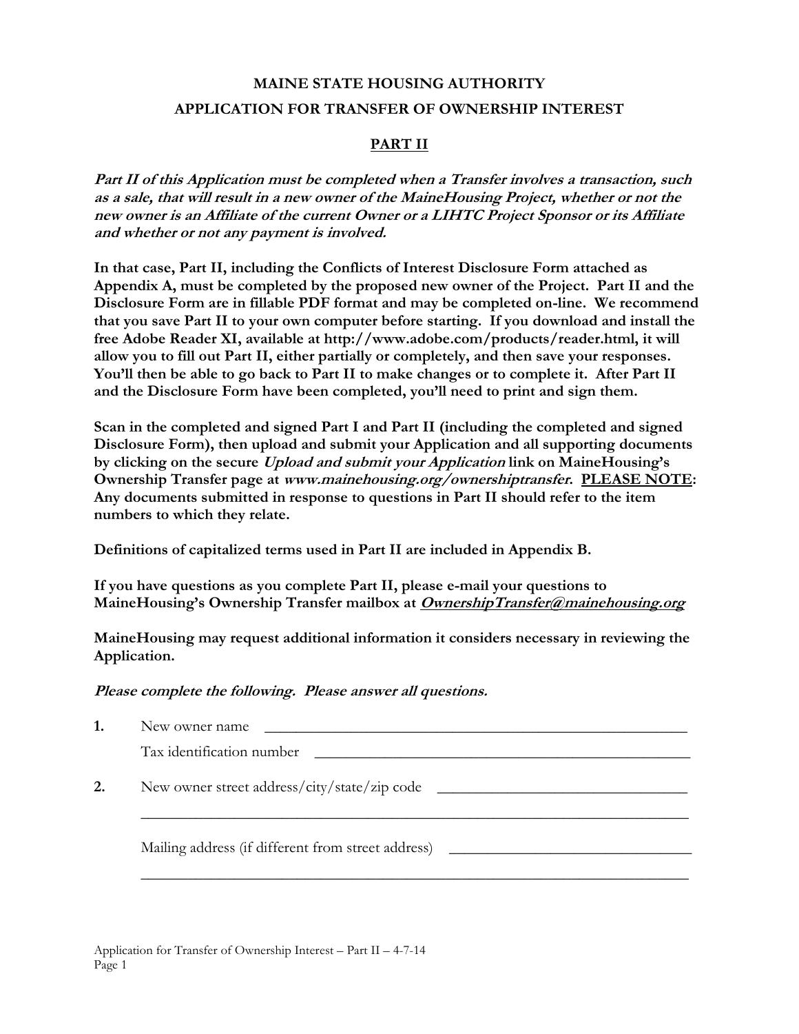# MAINE STATE HOUSING AUTHORITY

# APPLICATION FOR TRANSFER OF OWNERSHIP INTEREST

## PART II

***Part II of this Application must be completed when a Transfer involves a transaction, such as a sale, that will result in a new owner of the MaineHousing Project, whether or not the new owner is an Affiliate of the current Owner or a LIHTC Project Sponsor or its Affiliate and whether or not any payment is involved.***

**In that case, Part II, including the Conflicts of Interest Disclosure Form attached as Appendix A, must be completed by the proposed new owner of the Project. Part II and the Disclosure Form are in fillable PDF format and may be completed on-line. We recommend that you save Part II to your own computer before starting. If you download and install the free Adobe Reader XI, available at http://www.adobe.com/products/reader.html, it will allow you to fill out Part II, either partially or completely, and then save your responses. You'll then be able to go back to Part II to make changes or to complete it. After Part II and the Disclosure Form have been completed, you'll need to print and sign them.**

**Scan in the completed and signed Part I and Part II (including the completed and signed Disclosure Form), then upload and submit your Application and all supporting documents by clicking on the secure *Upload and submit your Application* link on MaineHousing's Ownership Transfer page at *www.mainehousing.org/ownershiptransfer*. PLEASE NOTE: Any documents submitted in response to questions in Part II should refer to the item numbers to which they relate.**

**Definitions of capitalized terms used in Part II are included in Appendix B.**

**If you have questions as you complete Part II, please e-mail your questions to MaineHousing's Ownership Transfer mailbox at *OwnershipTransfer@mainehousing.org***

**MaineHousing may request additional information it considers necessary in reviewing the Application.**

***Please complete the following. Please answer all questions.***

**1.** New owner name ____________________________________________

Tax identification number ____________________________________________

**2.** New owner street address/city/state/zip code ______________________________

____________________________________________________________________

Mailing address (if different from street address) ______________________________

____________________________________________________________________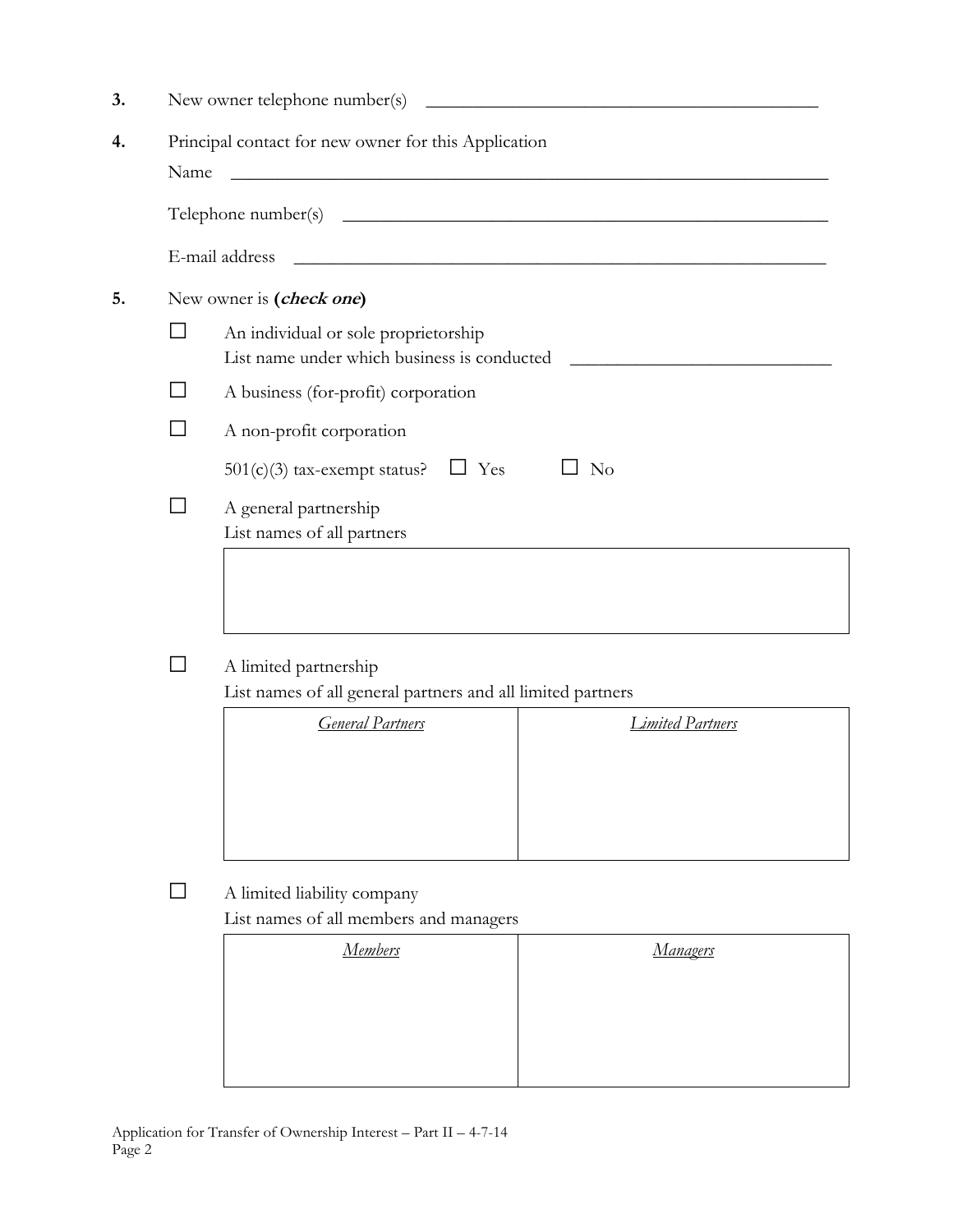**3.** New owner telephone number(s) \_\_\_\_\_\_\_\_\_\_\_\_\_\_\_\_\_\_\_\_\_\_\_\_\_\_\_\_\_\_\_\_\_\_\_\_\_\_\_\_\_\_\_\_

**4.** Principal contact for new owner for this Application

Name \_\_\_\_\_\_\_\_\_\_\_\_\_\_\_\_\_\_\_\_\_\_\_\_\_\_\_\_\_\_\_\_\_\_\_\_\_\_\_\_\_\_\_\_\_\_\_\_\_\_\_\_\_\_\_\_\_\_\_\_\_\_\_\_

Telephone number(s) \_\_\_\_\_\_\_\_\_\_\_\_\_\_\_\_\_\_\_\_\_\_\_\_\_\_\_\_\_\_\_\_\_\_\_\_\_\_\_\_\_\_\_\_\_\_\_\_\_\_\_\_\_\_

E-mail address \_\_\_\_\_\_\_\_\_\_\_\_\_\_\_\_\_\_\_\_\_\_\_\_\_\_\_\_\_\_\_\_\_\_\_\_\_\_\_\_\_\_\_\_\_\_\_\_\_\_\_\_\_\_\_\_\_\_\_

**5.** New owner is **(*check one*)**

☐ An individual or sole proprietorship
List name under which business is conducted \_\_\_\_\_\_\_\_\_\_\_\_\_\_\_\_\_\_\_\_\_\_\_\_\_\_\_\_\_\_

☐ A business (for-profit) corporation

☐ A non-profit corporation

501(c)(3) tax-exempt status? ☐ Yes ☐ No

☐ A general partnership
List names of all partners

| |
|---|
| |

☐ A limited partnership
List names of all general partners and all limited partners

| *General Partners* | *Limited Partners* |
|---|---|
| | |

☐ A limited liability company
List names of all members and managers

| *Members* | *Managers* |
|---|---|
| | |

Application for Transfer of Ownership Interest – Part II – 4-7-14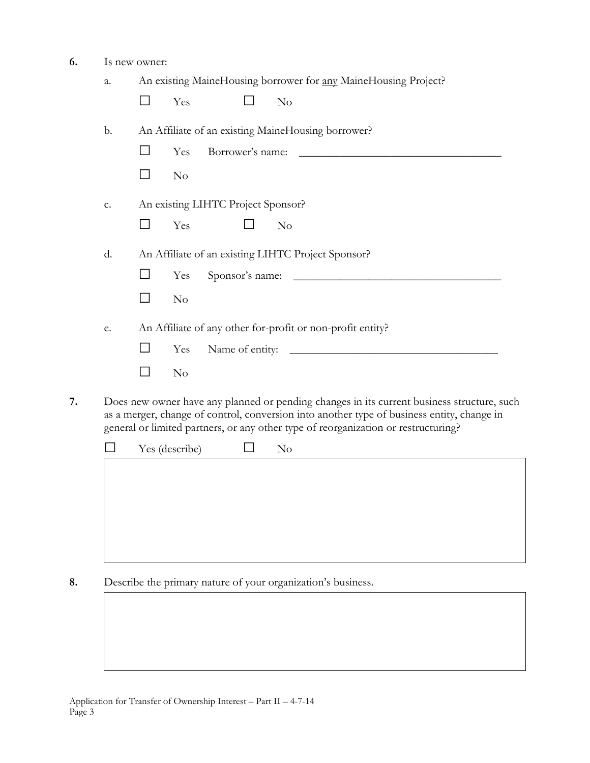**6.** Is new owner:

a. An existing MaineHousing borrower for <u>any</u> MaineHousing Project?

☐ Yes ☐ No

b. An Affiliate of an existing MaineHousing borrower?

☐ Yes Borrower's name: ____________________________________

☐ No

c. An existing LIHTC Project Sponsor?

☐ Yes ☐ No

d. An Affiliate of an existing LIHTC Project Sponsor?

☐ Yes Sponsor's name: ____________________________________

☐ No

e. An Affiliate of any other for-profit or non-profit entity?

☐ Yes Name of entity: ____________________________________

☐ No

**7.** Does new owner have any planned or pending changes in its current business structure, such as a merger, change of control, conversion into another type of business entity, change in general or limited partners, or any other type of reorganization or restructuring?

☐ Yes (describe) ☐ No

**8.** Describe the primary nature of your organization's business.

Application for Transfer of Ownership Interest – Part II – 4-7-14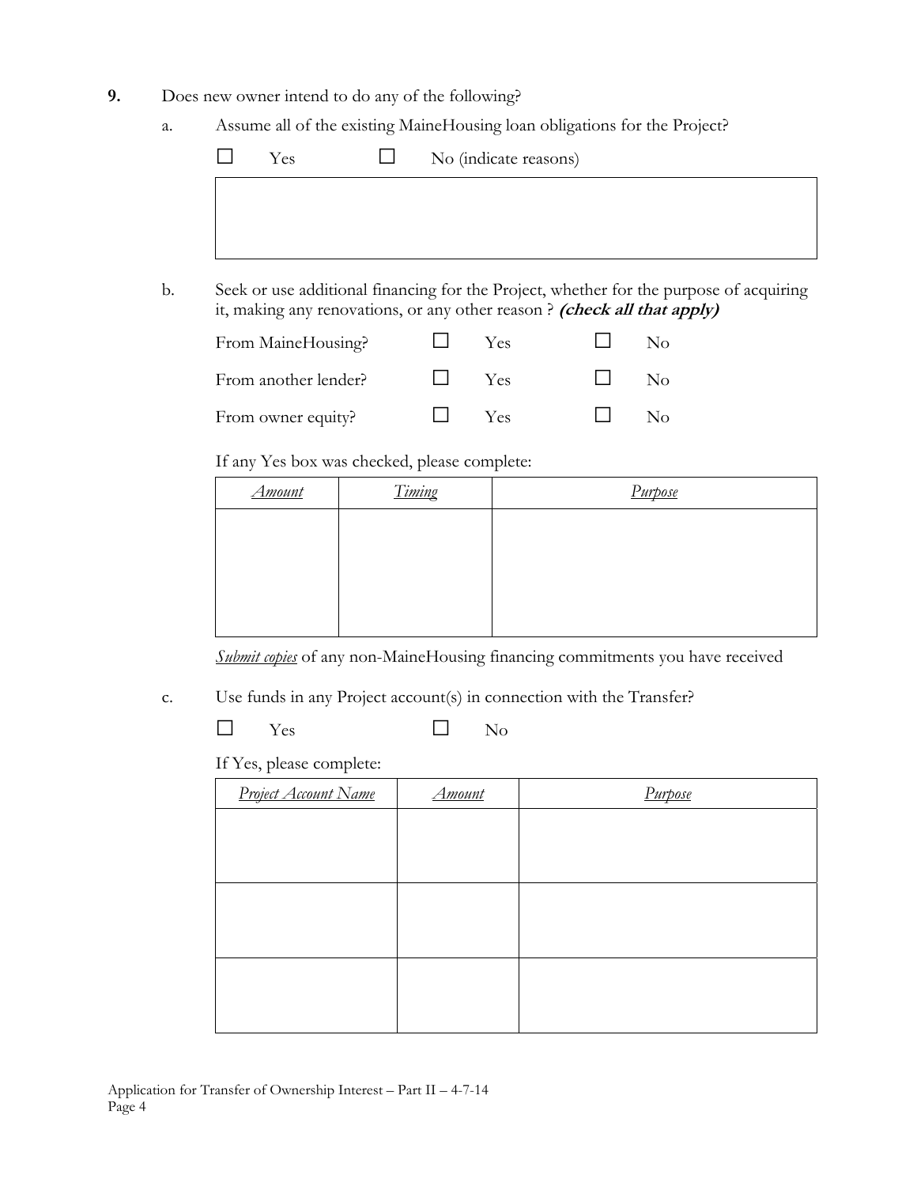**9.** Does new owner intend to do any of the following?

a. Assume all of the existing MaineHousing loan obligations for the Project?

☐ Yes ☐ No (indicate reasons)

| |
|---|
| |

b. Seek or use additional financing for the Project, whether for the purpose of acquiring it, making any renovations, or any other reason ? ***(check all that apply)***

| | | |
|---|---|---|
| From MaineHousing? | ☐ Yes | ☐ No |
| From another lender? | ☐ Yes | ☐ No |
| From owner equity? | ☐ Yes | ☐ No |

If any Yes box was checked, please complete:

| *Amount* | *Timing* | *Purpose* |
|---|---|---|
| | | |

*Submit copies* of any non-MaineHousing financing commitments you have received

c. Use funds in any Project account(s) in connection with the Transfer?

☐ Yes ☐ No

If Yes, please complete:

| *Project Account Name* | *Amount* | *Purpose* |
|---|---|---|
| | | |
| | | |
| | | |

Application for Transfer of Ownership Interest – Part II – 4-7-14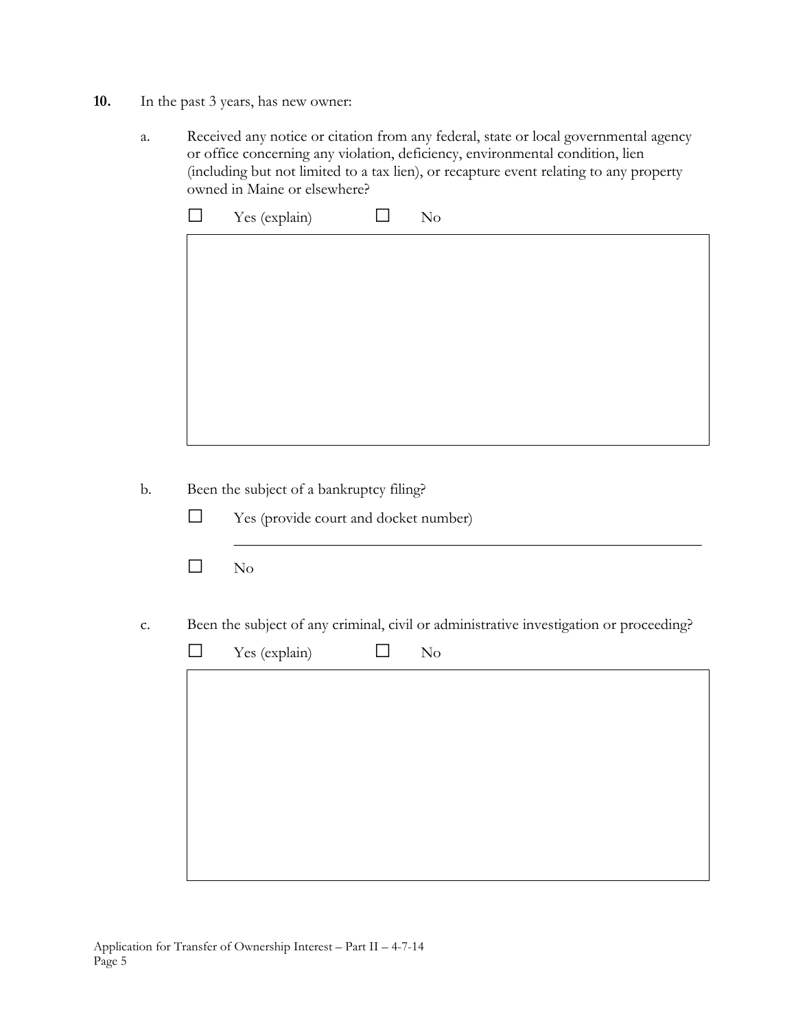**10.** In the past 3 years, has new owner:

a. Received any notice or citation from any federal, state or local governmental agency or office concerning any violation, deficiency, environmental condition, lien (including but not limited to a tax lien), or recapture event relating to any property owned in Maine or elsewhere?

☐ Yes (explain) ☐ No

| |
|---|
| |

b. Been the subject of a bankruptcy filing?

☐ Yes (provide court and docket number)

\_\_\_\_\_\_\_\_\_\_\_\_\_\_\_\_\_\_\_\_\_\_\_\_\_\_\_\_\_\_\_\_\_\_\_\_\_\_\_\_\_\_\_\_\_\_\_\_\_\_\_\_\_\_\_\_\_\_

☐ No

c. Been the subject of any criminal, civil or administrative investigation or proceeding?

☐ Yes (explain) ☐ No

| |
|---|
| |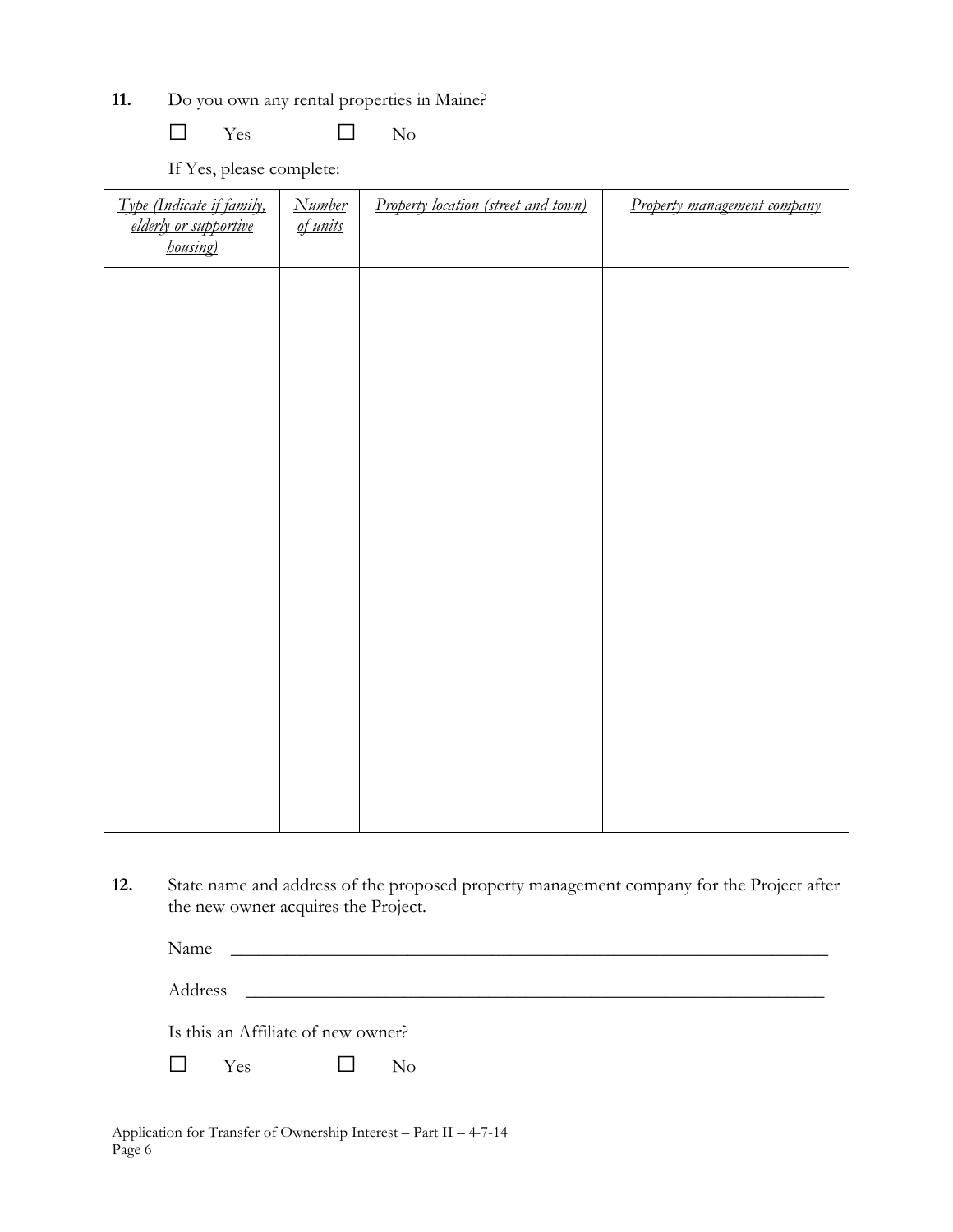**11.** Do you own any rental properties in Maine?

☐ Yes ☐ No

If Yes, please complete:

| *Type (Indicate if family, elderly or supportive housing)* | *Number of units* | *Property location (street and town)* | *Property management company* |
|---|---|---|---|
| | | | |

**12.** State name and address of the proposed property management company for the Project after the new owner acquires the Project.

Name ____________________________________________________________

Address __________________________________________________________

Is this an Affiliate of new owner?

☐ Yes ☐ No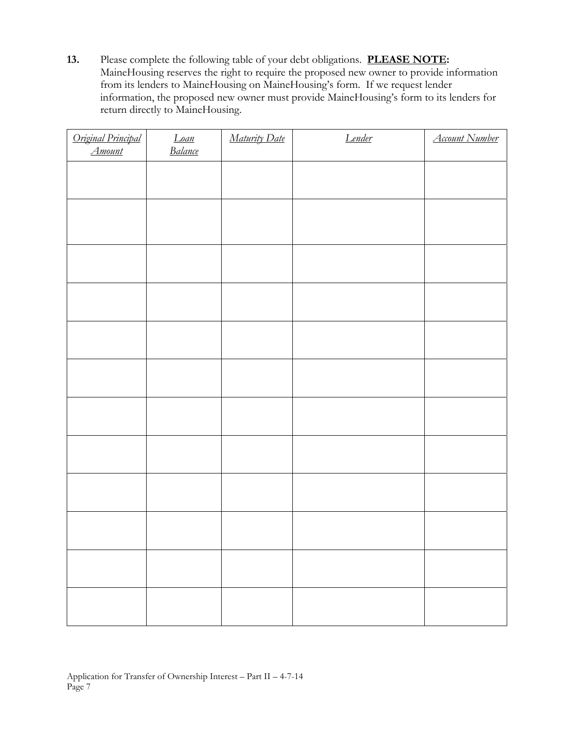**13.** Please complete the following table of your debt obligations. **PLEASE NOTE:** MaineHousing reserves the right to require the proposed new owner to provide information from its lenders to MaineHousing on MaineHousing's form. If we request lender information, the proposed new owner must provide MaineHousing's form to its lenders for return directly to MaineHousing.

| *Original Principal Amount* | *Loan Balance* | *Maturity Date* | *Lender* | *Account Number* |
|---|---|---|---|---|
| | | | | |
| | | | | |
| | | | | |
| | | | | |
| | | | | |
| | | | | |
| | | | | |
| | | | | |
| | | | | |
| | | | | |
| | | | | |
| | | | | |

Application for Transfer of Ownership Interest – Part II – 4-7-14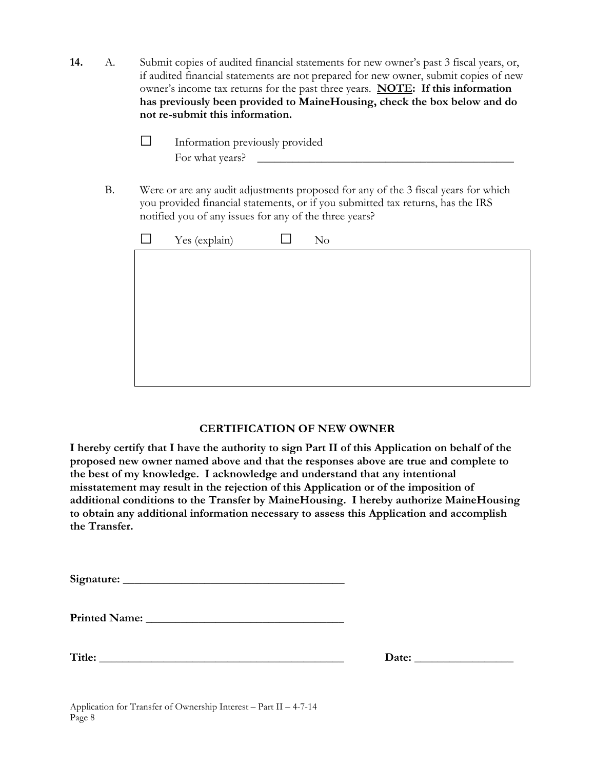**14.** A. Submit copies of audited financial statements for new owner's past 3 fiscal years, or, if audited financial statements are not prepared for new owner, submit copies of new owner's income tax returns for the past three years. **<u>NOTE</u>: If this information has previously been provided to MaineHousing, check the box below and do not re-submit this information.**

☐ Information previously provided
For what years? _______________________________________________

B. Were or are any audit adjustments proposed for any of the 3 fiscal years for which you provided financial statements, or if you submitted tax returns, has the IRS notified you of any issues for any of the three years?

☐ Yes (explain) ☐ No

| |
|---|
| |

## CERTIFICATION OF NEW OWNER

**I hereby certify that I have the authority to sign Part II of this Application on behalf of the proposed new owner named above and that the responses above are true and complete to the best of my knowledge. I acknowledge and understand that any intentional misstatement may result in the rejection of this Application or of the imposition of additional conditions to the Transfer by MaineHousing. I hereby authorize MaineHousing to obtain any additional information necessary to assess this Application and accomplish the Transfer.**

**Signature:** _______________________________________

**Printed Name:** ___________________________________

**Title:** ____________________________________________ **Date:** _________________

Application for Transfer of Ownership Interest – Part II – 4-7-14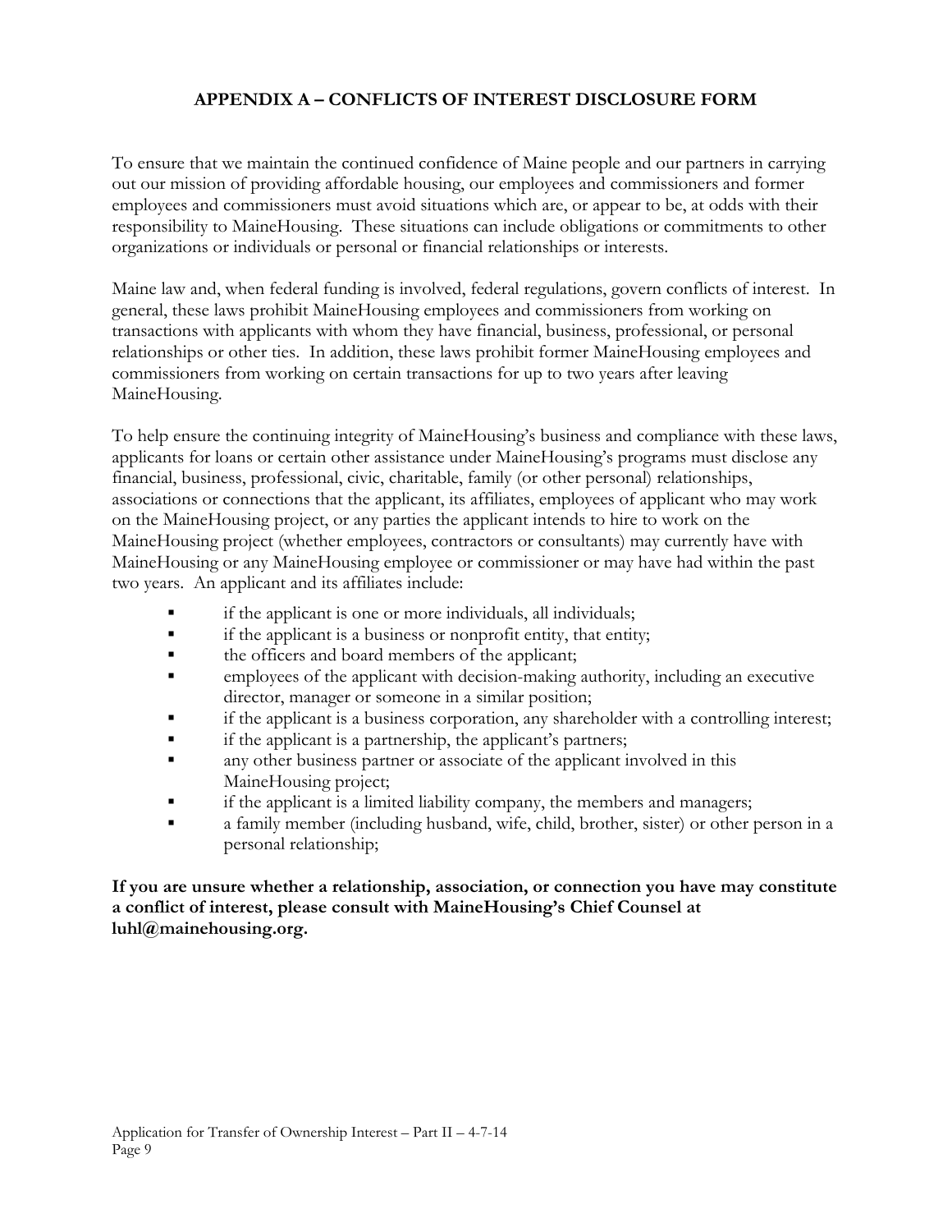## APPENDIX A – CONFLICTS OF INTEREST DISCLOSURE FORM

To ensure that we maintain the continued confidence of Maine people and our partners in carrying out our mission of providing affordable housing, our employees and commissioners and former employees and commissioners must avoid situations which are, or appear to be, at odds with their responsibility to MaineHousing. These situations can include obligations or commitments to other organizations or individuals or personal or financial relationships or interests.

Maine law and, when federal funding is involved, federal regulations, govern conflicts of interest. In general, these laws prohibit MaineHousing employees and commissioners from working on transactions with applicants with whom they have financial, business, professional, or personal relationships or other ties. In addition, these laws prohibit former MaineHousing employees and commissioners from working on certain transactions for up to two years after leaving MaineHousing.

To help ensure the continuing integrity of MaineHousing's business and compliance with these laws, applicants for loans or certain other assistance under MaineHousing's programs must disclose any financial, business, professional, civic, charitable, family (or other personal) relationships, associations or connections that the applicant, its affiliates, employees of applicant who may work on the MaineHousing project, or any parties the applicant intends to hire to work on the MaineHousing project (whether employees, contractors or consultants) may currently have with MaineHousing or any MaineHousing employee or commissioner or may have had within the past two years. An applicant and its affiliates include:

- if the applicant is one or more individuals, all individuals;
- if the applicant is a business or nonprofit entity, that entity;
- the officers and board members of the applicant;
- employees of the applicant with decision-making authority, including an executive director, manager or someone in a similar position;
- if the applicant is a business corporation, any shareholder with a controlling interest;
- if the applicant is a partnership, the applicant's partners;
- any other business partner or associate of the applicant involved in this MaineHousing project;
- if the applicant is a limited liability company, the members and managers;
- a family member (including husband, wife, child, brother, sister) or other person in a personal relationship;

**If you are unsure whether a relationship, association, or connection you have may constitute a conflict of interest, please consult with MaineHousing's Chief Counsel at luhl@mainehousing.org.**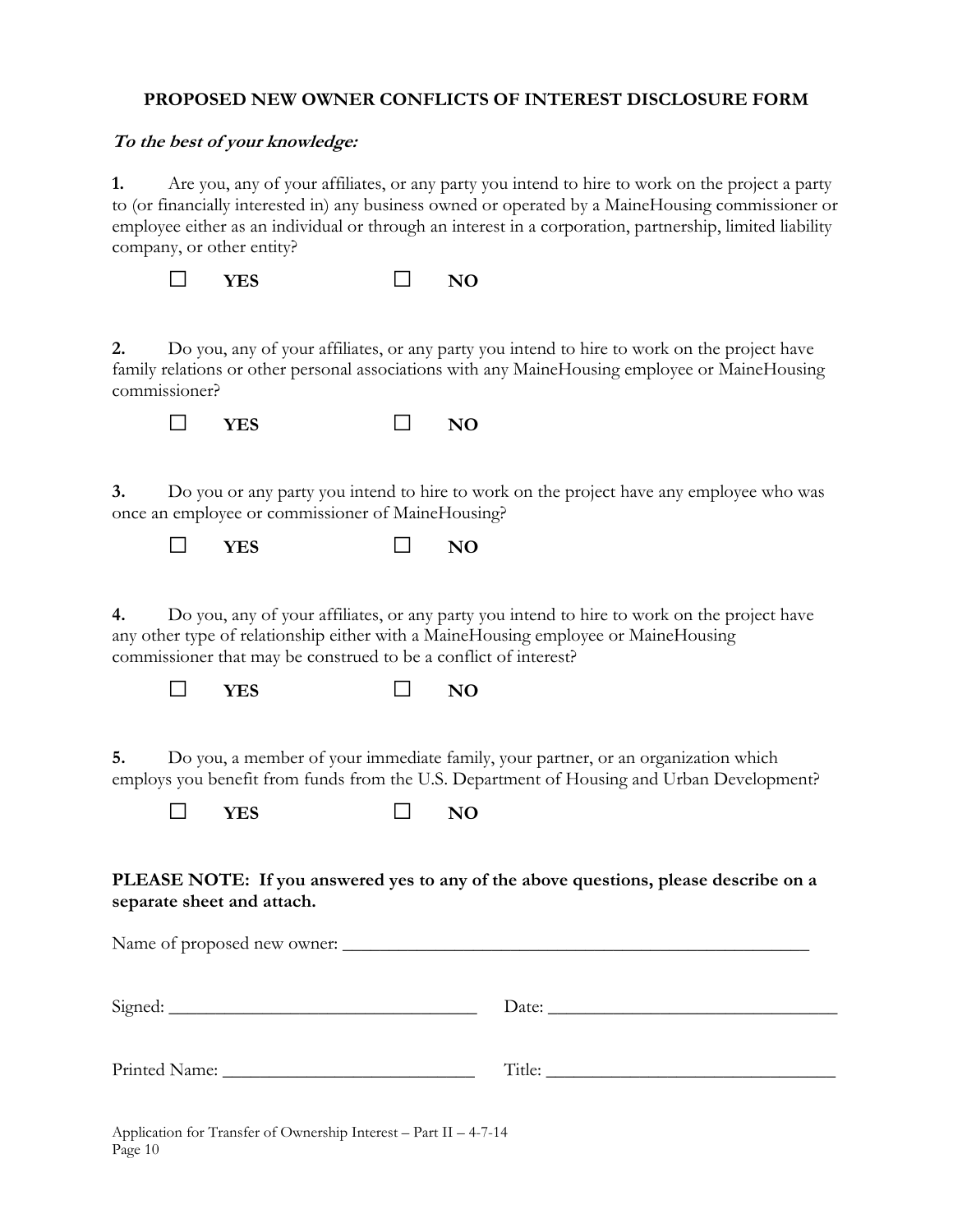**PROPOSED NEW OWNER CONFLICTS OF INTEREST DISCLOSURE FORM**

***To the best of your knowledge:***

**1.** Are you, any of your affiliates, or any party you intend to hire to work on the project a party to (or financially interested in) any business owned or operated by a MaineHousing commissioner or employee either as an individual or through an interest in a corporation, partnership, limited liability company, or other entity?

☐ **YES** ☐ **NO**

**2.** Do you, any of your affiliates, or any party you intend to hire to work on the project have family relations or other personal associations with any MaineHousing employee or MaineHousing commissioner?

☐ **YES** ☐ **NO**

**3.** Do you or any party you intend to hire to work on the project have any employee who was once an employee or commissioner of MaineHousing?

☐ **YES** ☐ **NO**

**4.** Do you, any of your affiliates, or any party you intend to hire to work on the project have any other type of relationship either with a MaineHousing employee or MaineHousing commissioner that may be construed to be a conflict of interest?

☐ **YES** ☐ **NO**

**5.** Do you, a member of your immediate family, your partner, or an organization which employs you benefit from funds from the U.S. Department of Housing and Urban Development?

☐ **YES** ☐ **NO**

**PLEASE NOTE: If you answered yes to any of the above questions, please describe on a separate sheet and attach.**

Name of proposed new owner: ____________________________________________________

Signed: __________________________________ Date: _______________________________

Printed Name: ____________________________ Title: ________________________________

Application for Transfer of Ownership Interest – Part II – 4-7-14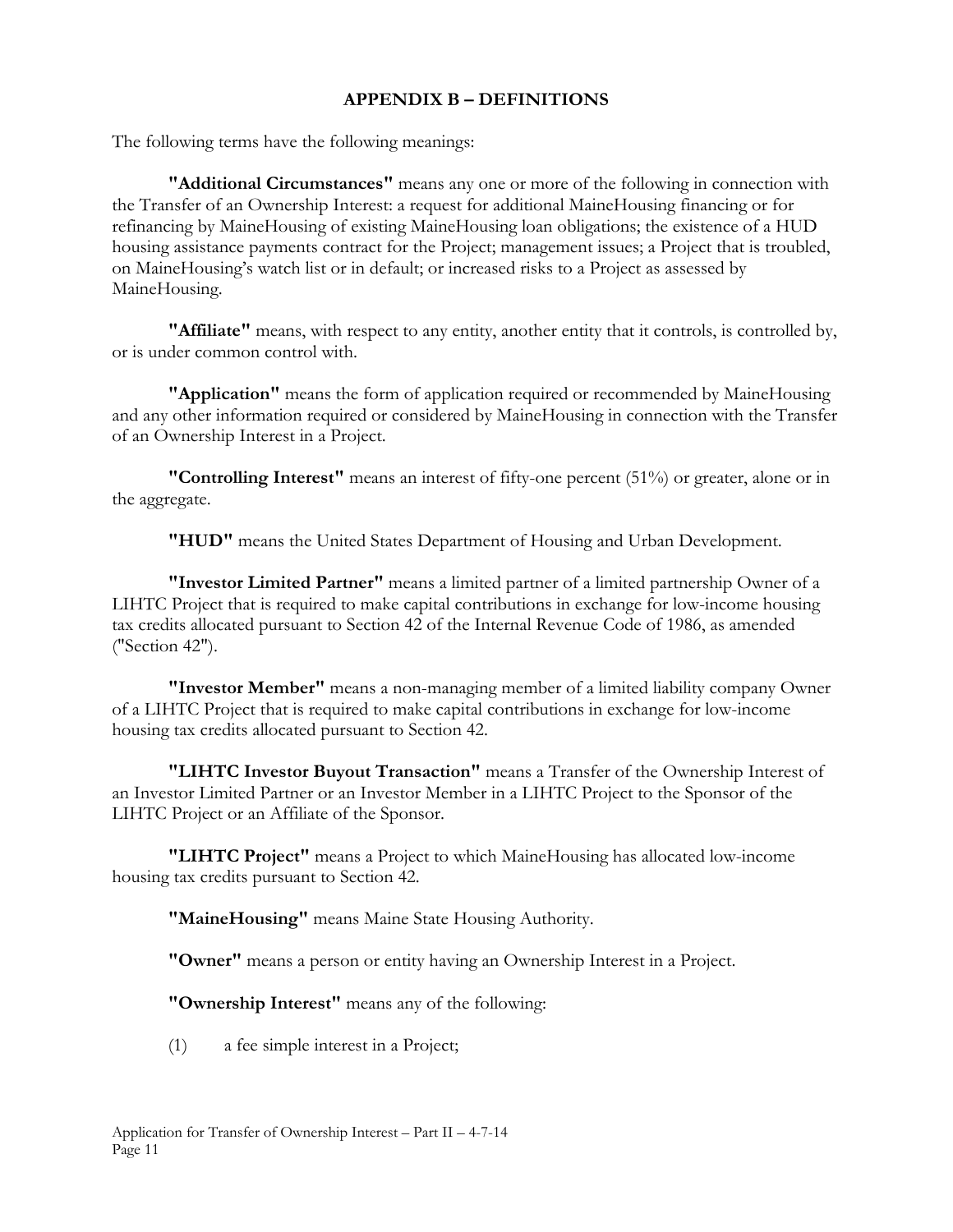# APPENDIX B – DEFINITIONS

The following terms have the following meanings:

**"Additional Circumstances"** means any one or more of the following in connection with the Transfer of an Ownership Interest: a request for additional MaineHousing financing or for refinancing by MaineHousing of existing MaineHousing loan obligations; the existence of a HUD housing assistance payments contract for the Project; management issues; a Project that is troubled, on MaineHousing's watch list or in default; or increased risks to a Project as assessed by MaineHousing.

**"Affiliate"** means, with respect to any entity, another entity that it controls, is controlled by, or is under common control with.

**"Application"** means the form of application required or recommended by MaineHousing and any other information required or considered by MaineHousing in connection with the Transfer of an Ownership Interest in a Project.

**"Controlling Interest"** means an interest of fifty-one percent (51%) or greater, alone or in the aggregate.

**"HUD"** means the United States Department of Housing and Urban Development.

**"Investor Limited Partner"** means a limited partner of a limited partnership Owner of a LIHTC Project that is required to make capital contributions in exchange for low-income housing tax credits allocated pursuant to Section 42 of the Internal Revenue Code of 1986, as amended ("Section 42").

**"Investor Member"** means a non-managing member of a limited liability company Owner of a LIHTC Project that is required to make capital contributions in exchange for low-income housing tax credits allocated pursuant to Section 42.

**"LIHTC Investor Buyout Transaction"** means a Transfer of the Ownership Interest of an Investor Limited Partner or an Investor Member in a LIHTC Project to the Sponsor of the LIHTC Project or an Affiliate of the Sponsor.

**"LIHTC Project"** means a Project to which MaineHousing has allocated low-income housing tax credits pursuant to Section 42.

**"MaineHousing"** means Maine State Housing Authority.

**"Owner"** means a person or entity having an Ownership Interest in a Project.

**"Ownership Interest"** means any of the following:

(1) a fee simple interest in a Project;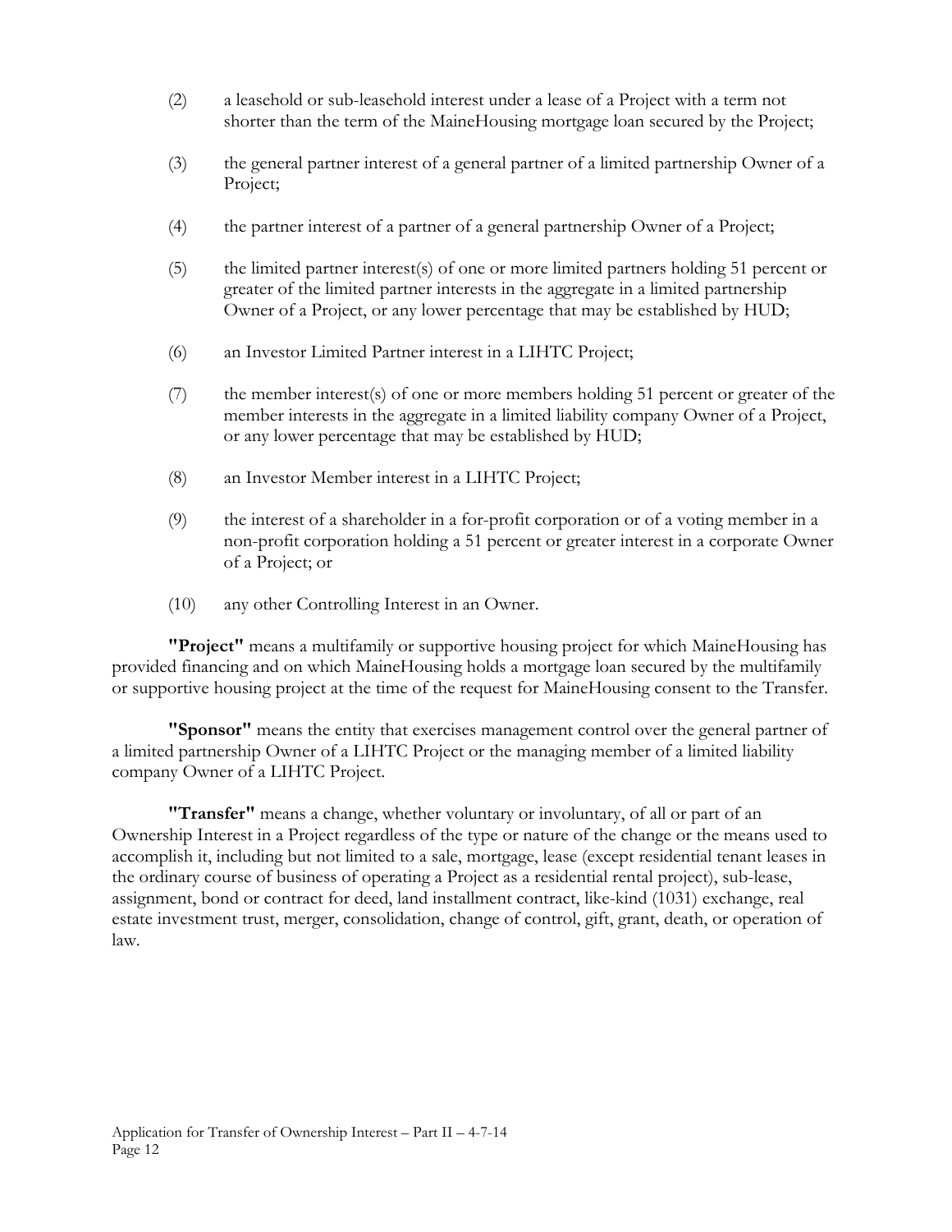(2) a leasehold or sub-leasehold interest under a lease of a Project with a term not shorter than the term of the MaineHousing mortgage loan secured by the Project;

(3) the general partner interest of a general partner of a limited partnership Owner of a Project;

(4) the partner interest of a partner of a general partnership Owner of a Project;

(5) the limited partner interest(s) of one or more limited partners holding 51 percent or greater of the limited partner interests in the aggregate in a limited partnership Owner of a Project, or any lower percentage that may be established by HUD;

(6) an Investor Limited Partner interest in a LIHTC Project;

(7) the member interest(s) of one or more members holding 51 percent or greater of the member interests in the aggregate in a limited liability company Owner of a Project, or any lower percentage that may be established by HUD;

(8) an Investor Member interest in a LIHTC Project;

(9) the interest of a shareholder in a for-profit corporation or of a voting member in a non-profit corporation holding a 51 percent or greater interest in a corporate Owner of a Project; or

(10) any other Controlling Interest in an Owner.

**"Project"** means a multifamily or supportive housing project for which MaineHousing has provided financing and on which MaineHousing holds a mortgage loan secured by the multifamily or supportive housing project at the time of the request for MaineHousing consent to the Transfer.

**"Sponsor"** means the entity that exercises management control over the general partner of a limited partnership Owner of a LIHTC Project or the managing member of a limited liability company Owner of a LIHTC Project.

**"Transfer"** means a change, whether voluntary or involuntary, of all or part of an Ownership Interest in a Project regardless of the type or nature of the change or the means used to accomplish it, including but not limited to a sale, mortgage, lease (except residential tenant leases in the ordinary course of business of operating a Project as a residential rental project), sub-lease, assignment, bond or contract for deed, land installment contract, like-kind (1031) exchange, real estate investment trust, merger, consolidation, change of control, gift, grant, death, or operation of law.